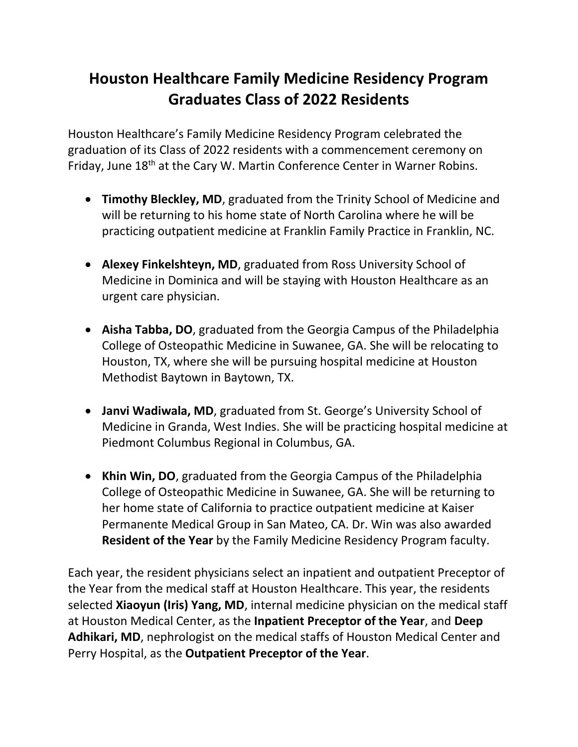# Houston Healthcare Family Medicine Residency Program Graduates Class of 2022 Residents

Houston Healthcare's Family Medicine Residency Program celebrated the graduation of its Class of 2022 residents with a commencement ceremony on Friday, June 18th at the Cary W. Martin Conference Center in Warner Robins.

- **Timothy Bleckley, MD**, graduated from the Trinity School of Medicine and will be returning to his home state of North Carolina where he will be practicing outpatient medicine at Franklin Family Practice in Franklin, NC.

- **Alexey Finkelshteyn, MD**, graduated from Ross University School of Medicine in Dominica and will be staying with Houston Healthcare as an urgent care physician.

- **Aisha Tabba, DO**, graduated from the Georgia Campus of the Philadelphia College of Osteopathic Medicine in Suwanee, GA. She will be relocating to Houston, TX, where she will be pursuing hospital medicine at Houston Methodist Baytown in Baytown, TX.

- **Janvi Wadiwala, MD**, graduated from St. George's University School of Medicine in Granda, West Indies. She will be practicing hospital medicine at Piedmont Columbus Regional in Columbus, GA.

- **Khin Win, DO**, graduated from the Georgia Campus of the Philadelphia College of Osteopathic Medicine in Suwanee, GA. She will be returning to her home state of California to practice outpatient medicine at Kaiser Permanente Medical Group in San Mateo, CA. Dr. Win was also awarded **Resident of the Year** by the Family Medicine Residency Program faculty.

Each year, the resident physicians select an inpatient and outpatient Preceptor of the Year from the medical staff at Houston Healthcare. This year, the residents selected **Xiaoyun (Iris) Yang, MD**, internal medicine physician on the medical staff at Houston Medical Center, as the **Inpatient Preceptor of the Year**, and **Deep Adhikari, MD**, nephrologist on the medical staffs of Houston Medical Center and Perry Hospital, as the **Outpatient Preceptor of the Year**.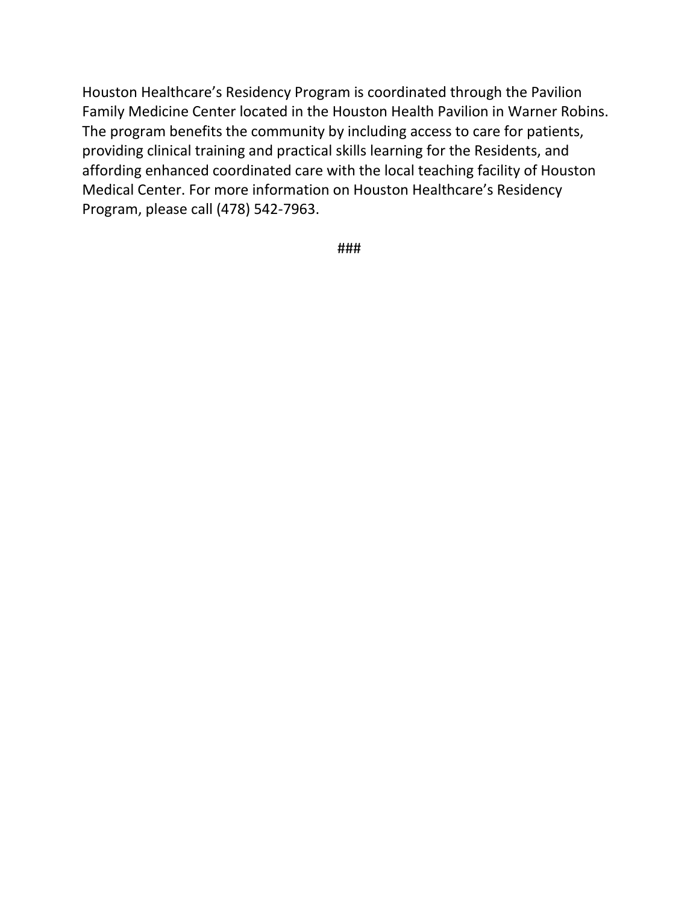Houston Healthcare's Residency Program is coordinated through the Pavilion Family Medicine Center located in the Houston Health Pavilion in Warner Robins. The program benefits the community by including access to care for patients, providing clinical training and practical skills learning for the Residents, and affording enhanced coordinated care with the local teaching facility of Houston Medical Center. For more information on Houston Healthcare's Residency Program, please call (478) 542-7963.

###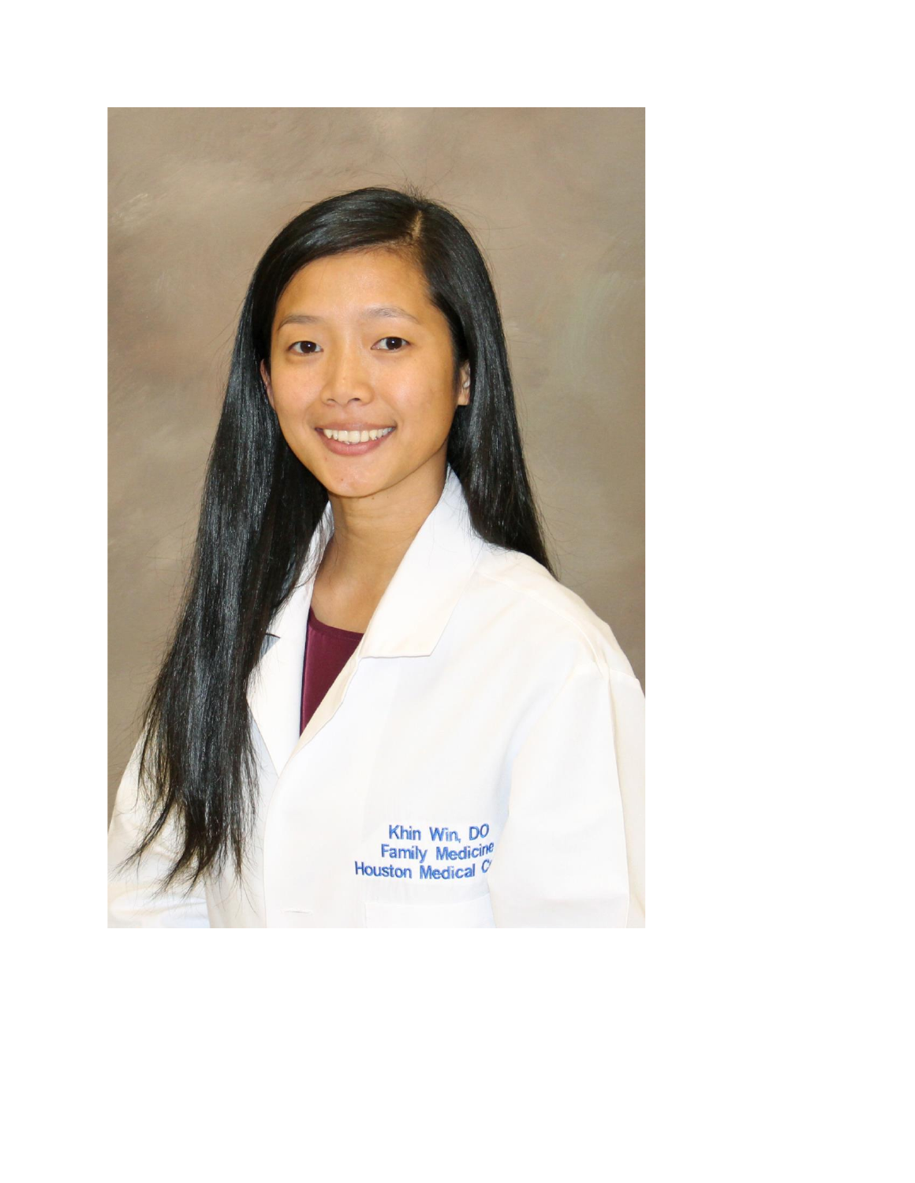Khin Win, DO
Family Medicine
Houston Medical C